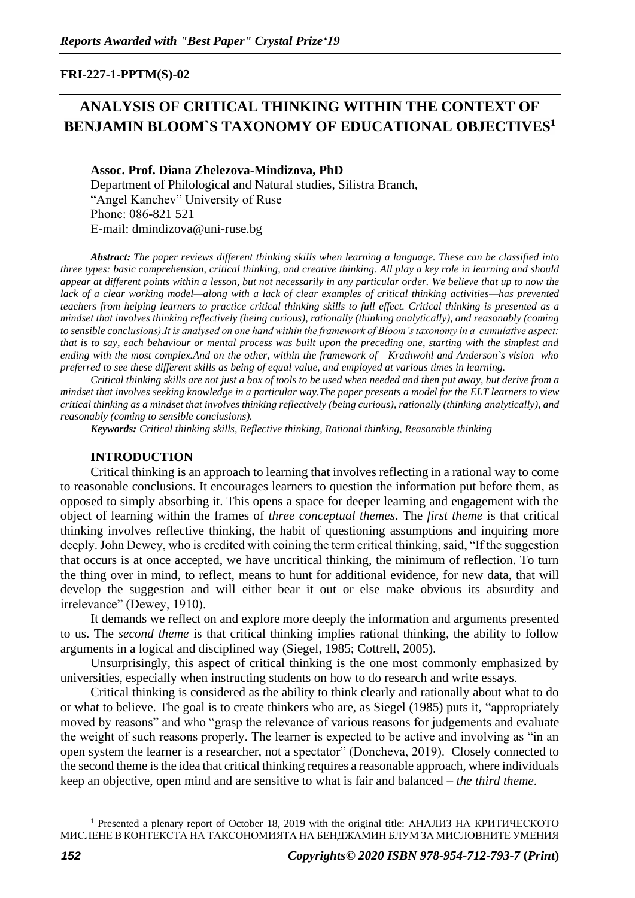**FRI-227-1-PPTM(S)-02**

# ANALYSIS OF CRITICAL THINKING WITHIN THE CONTEXT OF BENJAMIN BLOOM`S TAXONOMY OF EDUCATIONAL OBJECTIVES[1]

**Assoc. Prof. Diana Zhelezova-Mindizova, PhD**
Department of Philological and Natural studies, Silistra Branch,
"Angel Kanchev" University of Ruse
Phone: 086-821 521
E-mail: dmindizova@uni-ruse.bg

***Abstract:*** *The paper reviews different thinking skills when learning a language. These can be classified into three types: basic comprehension, critical thinking, and creative thinking. All play a key role in learning and should appear at different points within a lesson, but not necessarily in any particular order. We believe that up to now the lack of a clear working model—along with a lack of clear examples of critical thinking activities—has prevented teachers from helping learners to practice critical thinking skills to full effect. Critical thinking is presented as a mindset that involves thinking reflectively (being curious), rationally (thinking analytically), and reasonably (coming to sensible conclusions).It is analysed on one hand within the framework of Bloom's taxonomy in a cumulative aspect: that is to say, each behaviour or mental process was built upon the preceding one, starting with the simplest and ending with the most complex.And on the other, within the framework of Krathwohl and Anderson`s vision who preferred to see these different skills as being of equal value, and employed at various times in learning.*

*Critical thinking skills are not just a box of tools to be used when needed and then put away, but derive from a mindset that involves seeking knowledge in a particular way.The paper presents a model for the ELT learners to view critical thinking as a mindset that involves thinking reflectively (being curious), rationally (thinking analytically), and reasonably (coming to sensible conclusions).*

***Keywords:*** *Critical thinking skills, Reflective thinking, Rational thinking, Reasonable thinking*

## INTRODUCTION

Critical thinking is an approach to learning that involves reflecting in a rational way to come to reasonable conclusions. It encourages learners to question the information put before them, as opposed to simply absorbing it. This opens a space for deeper learning and engagement with the object of learning within the frames of *three conceptual themes*. The *first theme* is that critical thinking involves reflective thinking, the habit of questioning assumptions and inquiring more deeply. John Dewey, who is credited with coining the term critical thinking, said, "If the suggestion that occurs is at once accepted, we have uncritical thinking, the minimum of reflection. To turn the thing over in mind, to reflect, means to hunt for additional evidence, for new data, that will develop the suggestion and will either bear it out or else make obvious its absurdity and irrelevance" (Dewey, 1910).

It demands we reflect on and explore more deeply the information and arguments presented to us. The *second theme* is that critical thinking implies rational thinking, the ability to follow arguments in a logical and disciplined way (Siegel, 1985; Cottrell, 2005).

Unsurprisingly, this aspect of critical thinking is the one most commonly emphasized by universities, especially when instructing students on how to do research and write essays.

Critical thinking is considered as the ability to think clearly and rationally about what to do or what to believe. The goal is to create thinkers who are, as Siegel (1985) puts it, "appropriately moved by reasons" and who "grasp the relevance of various reasons for judgements and evaluate the weight of such reasons properly. The learner is expected to be active and involving as "in an open system the learner is a researcher, not a spectator" (Doncheva, 2019). Closely connected to the second theme is the idea that critical thinking requires a reasonable approach, where individuals keep an objective, open mind and are sensitive to what is fair and balanced – *the third theme*.

---

[1] Presented a plenary report of October 18, 2019 with the original title: АНАЛИЗ НА КРИТИЧЕСКОТО МИСЛЕНЕ В КОНТЕКСТА НА ТАКСОНОМИЯТА НА БЕНДЖАМИН БЛУМ ЗА МИСЛОВНИТЕ УМЕНИЯ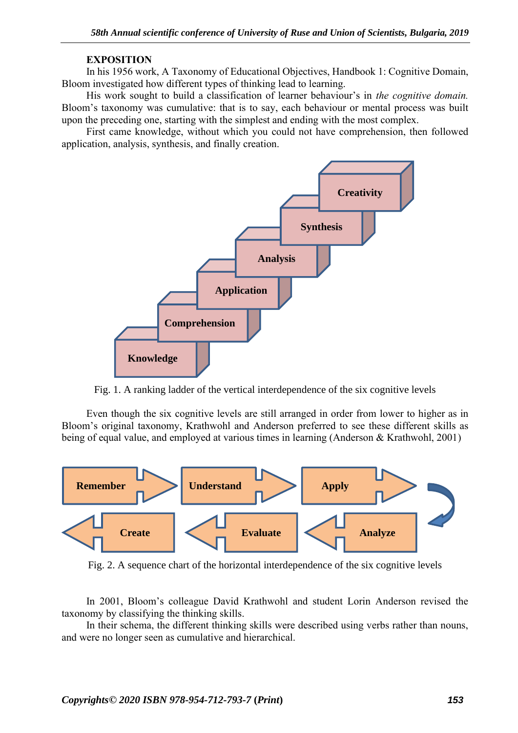**EXPOSITION**

In his 1956 work, A Taxonomy of Educational Objectives, Handbook 1: Cognitive Domain, Bloom investigated how different types of thinking lead to learning.

His work sought to build a classification of learner behaviour's in *the cognitive domain.* Bloom's taxonomy was cumulative: that is to say, each behaviour or mental process was built upon the preceding one, starting with the simplest and ending with the most complex.

First came knowledge, without which you could not have comprehension, then followed application, analysis, synthesis, and finally creation.

Knowledge → Comprehension → Application → Analysis → Synthesis → Creativity

Fig. 1. A ranking ladder of the vertical interdependence of the six cognitive levels

Even though the six cognitive levels are still arranged in order from lower to higher as in Bloom's original taxonomy, Krathwohl and Anderson preferred to see these different skills as being of equal value, and employed at various times in learning (Anderson & Krathwohl, 2001)

Remember → Understand → Apply → Analyze → Evaluate → Create

Fig. 2. A sequence chart of the horizontal interdependence of the six cognitive levels

In 2001, Bloom's colleague David Krathwohl and student Lorin Anderson revised the taxonomy by classifying the thinking skills.

In their schema, the different thinking skills were described using verbs rather than nouns, and were no longer seen as cumulative and hierarchical.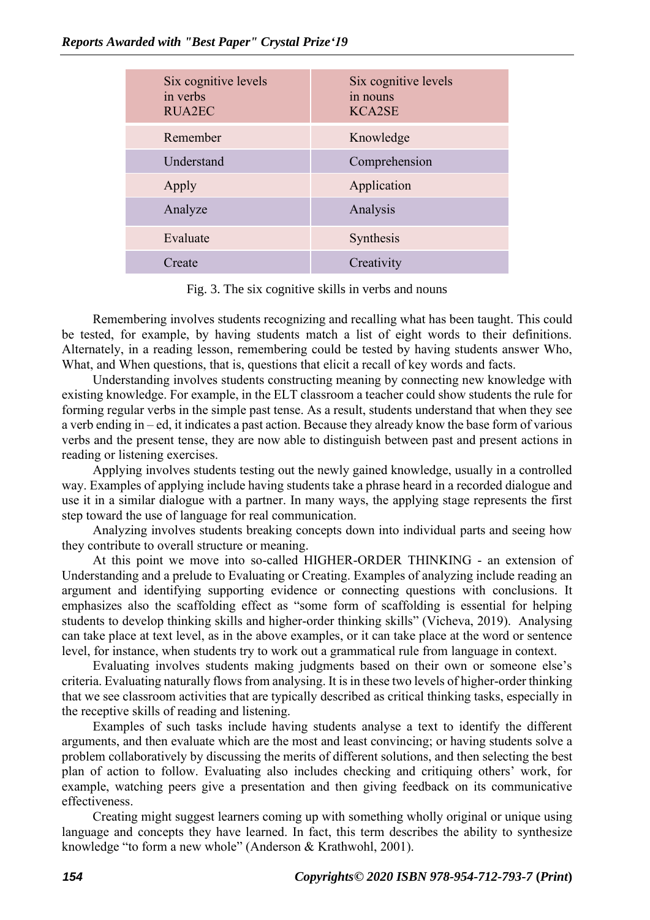| Six cognitive levels in verbs RUA2EC | Six cognitive levels in nouns KCA2SE |
|---|---|
| Remember | Knowledge |
| Understand | Comprehension |
| Apply | Application |
| Analyze | Analysis |
| Evaluate | Synthesis |
| Create | Creativity |

Fig. 3. The six cognitive skills in verbs and nouns

Remembering involves students recognizing and recalling what has been taught. This could be tested, for example, by having students match a list of eight words to their definitions. Alternately, in a reading lesson, remembering could be tested by having students answer Who, What, and When questions, that is, questions that elicit a recall of key words and facts.

Understanding involves students constructing meaning by connecting new knowledge with existing knowledge. For example, in the ELT classroom a teacher could show students the rule for forming regular verbs in the simple past tense. As a result, students understand that when they see a verb ending in – ed, it indicates a past action. Because they already know the base form of various verbs and the present tense, they are now able to distinguish between past and present actions in reading or listening exercises.

Applying involves students testing out the newly gained knowledge, usually in a controlled way. Examples of applying include having students take a phrase heard in a recorded dialogue and use it in a similar dialogue with a partner. In many ways, the applying stage represents the first step toward the use of language for real communication.

Analyzing involves students breaking concepts down into individual parts and seeing how they contribute to overall structure or meaning.

At this point we move into so-called HIGHER-ORDER THINKING - an extension of Understanding and a prelude to Evaluating or Creating. Examples of analyzing include reading an argument and identifying supporting evidence or connecting questions with conclusions. It emphasizes also the scaffolding effect as "some form of scaffolding is essential for helping students to develop thinking skills and higher-order thinking skills" (Vicheva, 2019). Analysing can take place at text level, as in the above examples, or it can take place at the word or sentence level, for instance, when students try to work out a grammatical rule from language in context.

Evaluating involves students making judgments based on their own or someone else's criteria. Evaluating naturally flows from analysing. It is in these two levels of higher-order thinking that we see classroom activities that are typically described as critical thinking tasks, especially in the receptive skills of reading and listening.

Examples of such tasks include having students analyse a text to identify the different arguments, and then evaluate which are the most and least convincing; or having students solve a problem collaboratively by discussing the merits of different solutions, and then selecting the best plan of action to follow. Evaluating also includes checking and critiquing others' work, for example, watching peers give a presentation and then giving feedback on its communicative effectiveness.

Creating might suggest learners coming up with something wholly original or unique using language and concepts they have learned. In fact, this term describes the ability to synthesize knowledge "to form a new whole" (Anderson & Krathwohl, 2001).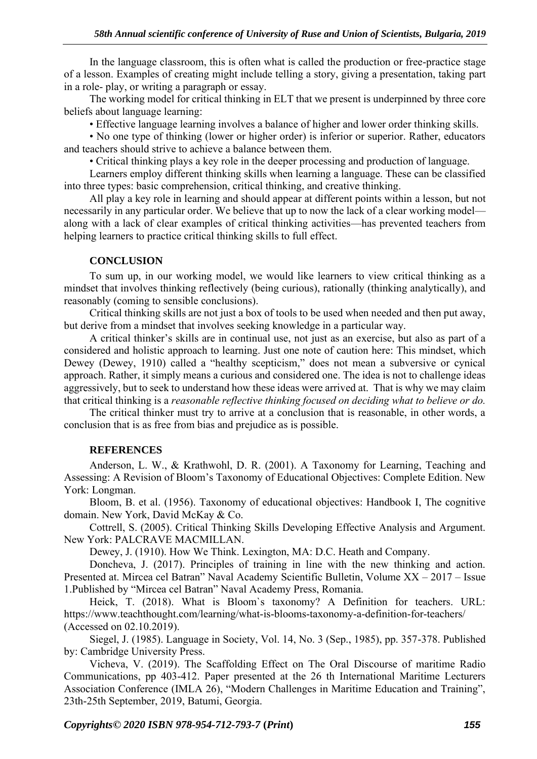In the language classroom, this is often what is called the production or free-practice stage of a lesson. Examples of creating might include telling a story, giving a presentation, taking part in a role- play, or writing a paragraph or essay.

The working model for critical thinking in ELT that we present is underpinned by three core beliefs about language learning:

• Effective language learning involves a balance of higher and lower order thinking skills.

• No one type of thinking (lower or higher order) is inferior or superior. Rather, educators and teachers should strive to achieve a balance between them.

• Critical thinking plays a key role in the deeper processing and production of language.

Learners employ different thinking skills when learning a language. These can be classified into three types: basic comprehension, critical thinking, and creative thinking.

All play a key role in learning and should appear at different points within a lesson, but not necessarily in any particular order. We believe that up to now the lack of a clear working model—along with a lack of clear examples of critical thinking activities—has prevented teachers from helping learners to practice critical thinking skills to full effect.

## CONCLUSION

To sum up, in our working model, we would like learners to view critical thinking as a mindset that involves thinking reflectively (being curious), rationally (thinking analytically), and reasonably (coming to sensible conclusions).

Critical thinking skills are not just a box of tools to be used when needed and then put away, but derive from a mindset that involves seeking knowledge in a particular way.

A critical thinker's skills are in continual use, not just as an exercise, but also as part of a considered and holistic approach to learning. Just one note of caution here: This mindset, which Dewey (Dewey, 1910) called a "healthy scepticism," does not mean a subversive or cynical approach. Rather, it simply means a curious and considered one. The idea is not to challenge ideas aggressively, but to seek to understand how these ideas were arrived at. That is why we may claim that critical thinking is a *reasonable reflective thinking focused on deciding what to believe or do.*

The critical thinker must try to arrive at a conclusion that is reasonable, in other words, a conclusion that is as free from bias and prejudice as is possible.

## REFERENCES

Anderson, L. W., & Krathwohl, D. R. (2001). A Taxonomy for Learning, Teaching and Assessing: A Revision of Bloom's Taxonomy of Educational Objectives: Complete Edition. New York: Longman.

Bloom, B. et al. (1956). Taxonomy of educational objectives: Handbook I, The cognitive domain. New York, David McKay & Co.

Cottrell, S. (2005). Critical Thinking Skills Developing Effective Analysis and Argument. New York: PALCRAVE MACMILLAN.

Dewey, J. (1910). How We Think. Lexington, MA: D.C. Heath and Company.

Doncheva, J. (2017). Principles of training in line with the new thinking and action. Presented at. Mircea cel Batran" Naval Academy Scientific Bulletin, Volume XX – 2017 – Issue 1.Published by "Mircea cel Batran" Naval Academy Press, Romania.

Heick, T. (2018). What is Bloom`s taxonomy? A Definition for teachers. URL: https://www.teachthought.com/learning/what-is-blooms-taxonomy-a-definition-for-teachers/ (Accessed on 02.10.2019).

Siegel, J. (1985). Language in Society, Vol. 14, No. 3 (Sep., 1985), pp. 357-378. Published by: Cambridge University Press.

Vicheva, V. (2019). The Scaffolding Effect on The Oral Discourse of maritime Radio Communications, pp 403-412. Paper presented at the 26 th International Maritime Lecturers Association Conference (IMLA 26), "Modern Challenges in Maritime Education and Training", 23th-25th September, 2019, Batumi, Georgia.